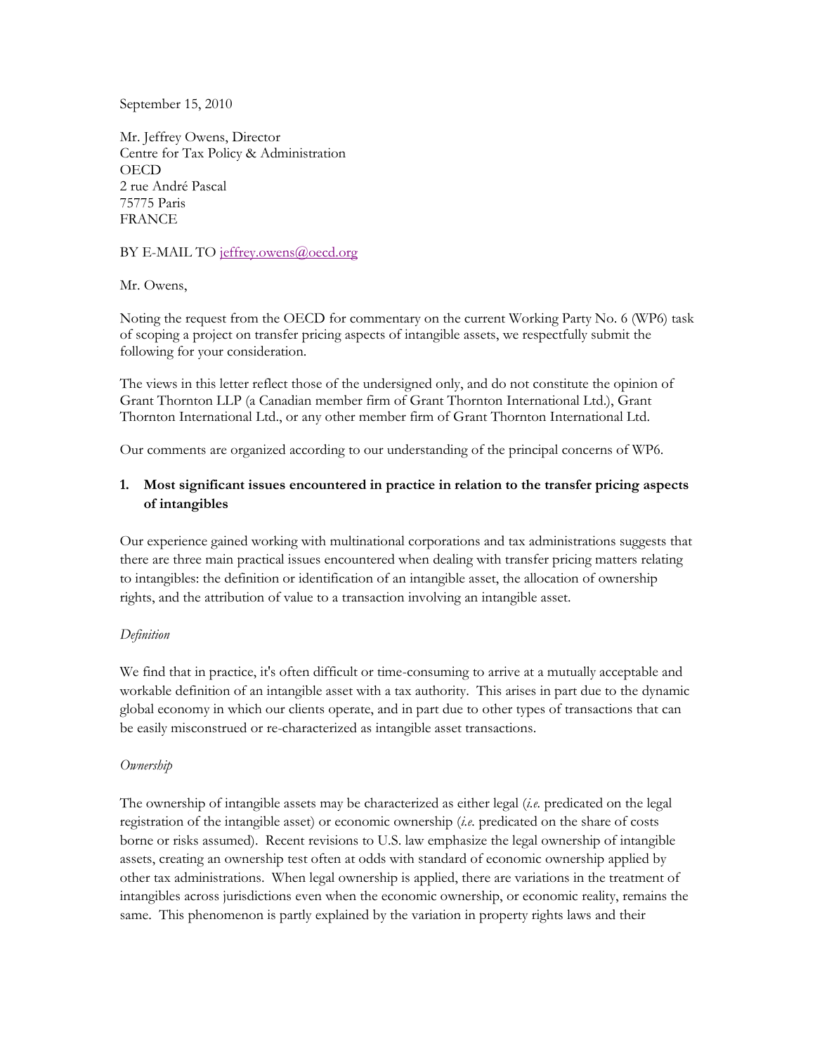September 15, 2010

Mr. Jeffrey Owens, Director
Centre for Tax Policy & Administration
OECD
2 rue André Pascal
75775 Paris
FRANCE

BY E-MAIL TO jeffrey.owens@oecd.org

Mr. Owens,

Noting the request from the OECD for commentary on the current Working Party No. 6 (WP6) task of scoping a project on transfer pricing aspects of intangible assets, we respectfully submit the following for your consideration.

The views in this letter reflect those of the undersigned only, and do not constitute the opinion of Grant Thornton LLP (a Canadian member firm of Grant Thornton International Ltd.), Grant Thornton International Ltd., or any other member firm of Grant Thornton International Ltd.

Our comments are organized according to our understanding of the principal concerns of WP6.

## 1. Most significant issues encountered in practice in relation to the transfer pricing aspects of intangibles

Our experience gained working with multinational corporations and tax administrations suggests that there are three main practical issues encountered when dealing with transfer pricing matters relating to intangibles: the definition or identification of an intangible asset, the allocation of ownership rights, and the attribution of value to a transaction involving an intangible asset.

*Definition*

We find that in practice, it's often difficult or time-consuming to arrive at a mutually acceptable and workable definition of an intangible asset with a tax authority. This arises in part due to the dynamic global economy in which our clients operate, and in part due to other types of transactions that can be easily misconstrued or re-characterized as intangible asset transactions.

*Ownership*

The ownership of intangible assets may be characterized as either legal (*i.e.* predicated on the legal registration of the intangible asset) or economic ownership (*i.e.* predicated on the share of costs borne or risks assumed). Recent revisions to U.S. law emphasize the legal ownership of intangible assets, creating an ownership test often at odds with standard of economic ownership applied by other tax administrations. When legal ownership is applied, there are variations in the treatment of intangibles across jurisdictions even when the economic ownership, or economic reality, remains the same. This phenomenon is partly explained by the variation in property rights laws and their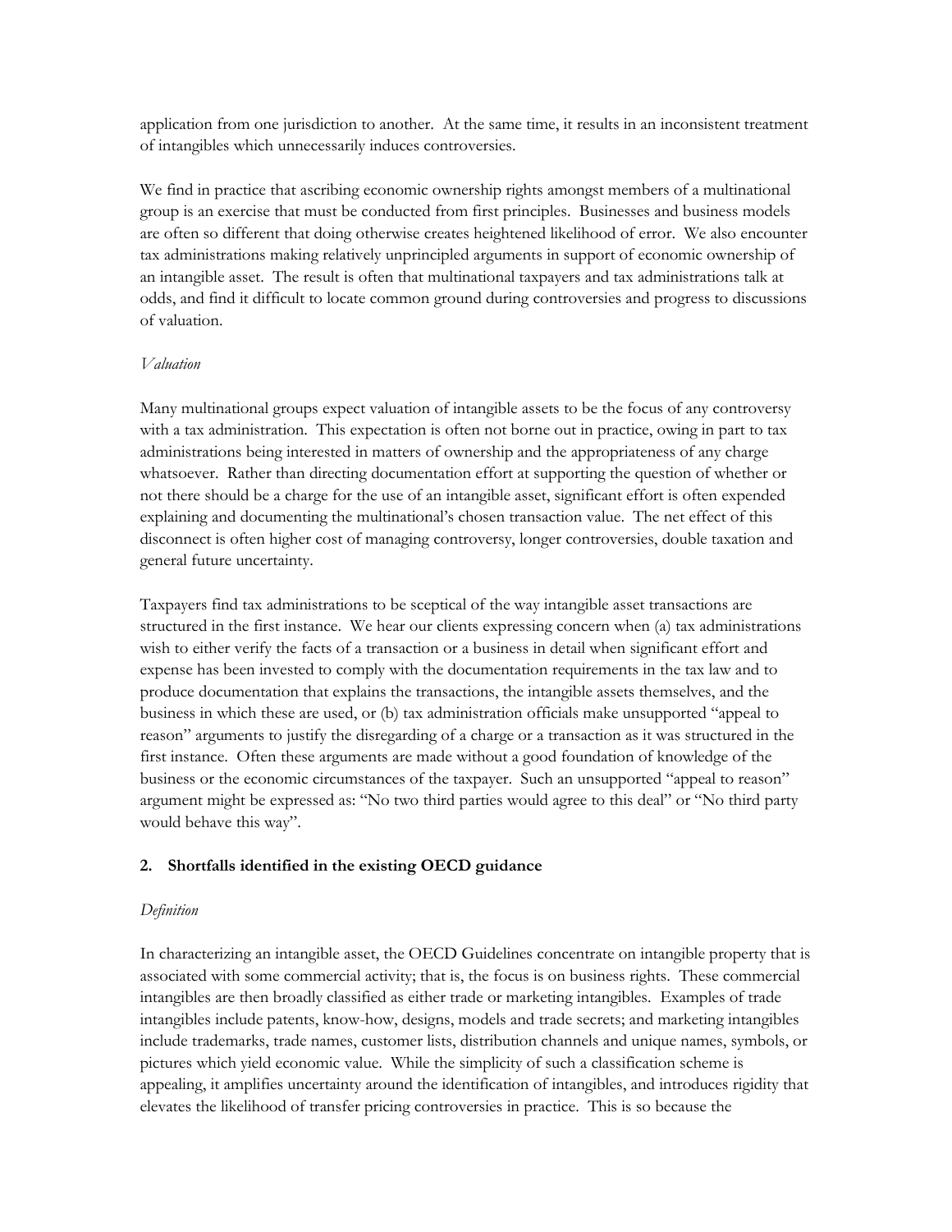application from one jurisdiction to another. At the same time, it results in an inconsistent treatment of intangibles which unnecessarily induces controversies.

We find in practice that ascribing economic ownership rights amongst members of a multinational group is an exercise that must be conducted from first principles. Businesses and business models are often so different that doing otherwise creates heightened likelihood of error. We also encounter tax administrations making relatively unprincipled arguments in support of economic ownership of an intangible asset. The result is often that multinational taxpayers and tax administrations talk at odds, and find it difficult to locate common ground during controversies and progress to discussions of valuation.

*Valuation*

Many multinational groups expect valuation of intangible assets to be the focus of any controversy with a tax administration. This expectation is often not borne out in practice, owing in part to tax administrations being interested in matters of ownership and the appropriateness of any charge whatsoever. Rather than directing documentation effort at supporting the question of whether or not there should be a charge for the use of an intangible asset, significant effort is often expended explaining and documenting the multinational's chosen transaction value. The net effect of this disconnect is often higher cost of managing controversy, longer controversies, double taxation and general future uncertainty.

Taxpayers find tax administrations to be sceptical of the way intangible asset transactions are structured in the first instance. We hear our clients expressing concern when (a) tax administrations wish to either verify the facts of a transaction or a business in detail when significant effort and expense has been invested to comply with the documentation requirements in the tax law and to produce documentation that explains the transactions, the intangible assets themselves, and the business in which these are used, or (b) tax administration officials make unsupported "appeal to reason" arguments to justify the disregarding of a charge or a transaction as it was structured in the first instance. Often these arguments are made without a good foundation of knowledge of the business or the economic circumstances of the taxpayer. Such an unsupported "appeal to reason" argument might be expressed as: "No two third parties would agree to this deal" or "No third party would behave this way".

## 2. Shortfalls identified in the existing OECD guidance

*Definition*

In characterizing an intangible asset, the OECD Guidelines concentrate on intangible property that is associated with some commercial activity; that is, the focus is on business rights. These commercial intangibles are then broadly classified as either trade or marketing intangibles. Examples of trade intangibles include patents, know-how, designs, models and trade secrets; and marketing intangibles include trademarks, trade names, customer lists, distribution channels and unique names, symbols, or pictures which yield economic value. While the simplicity of such a classification scheme is appealing, it amplifies uncertainty around the identification of intangibles, and introduces rigidity that elevates the likelihood of transfer pricing controversies in practice. This is so because the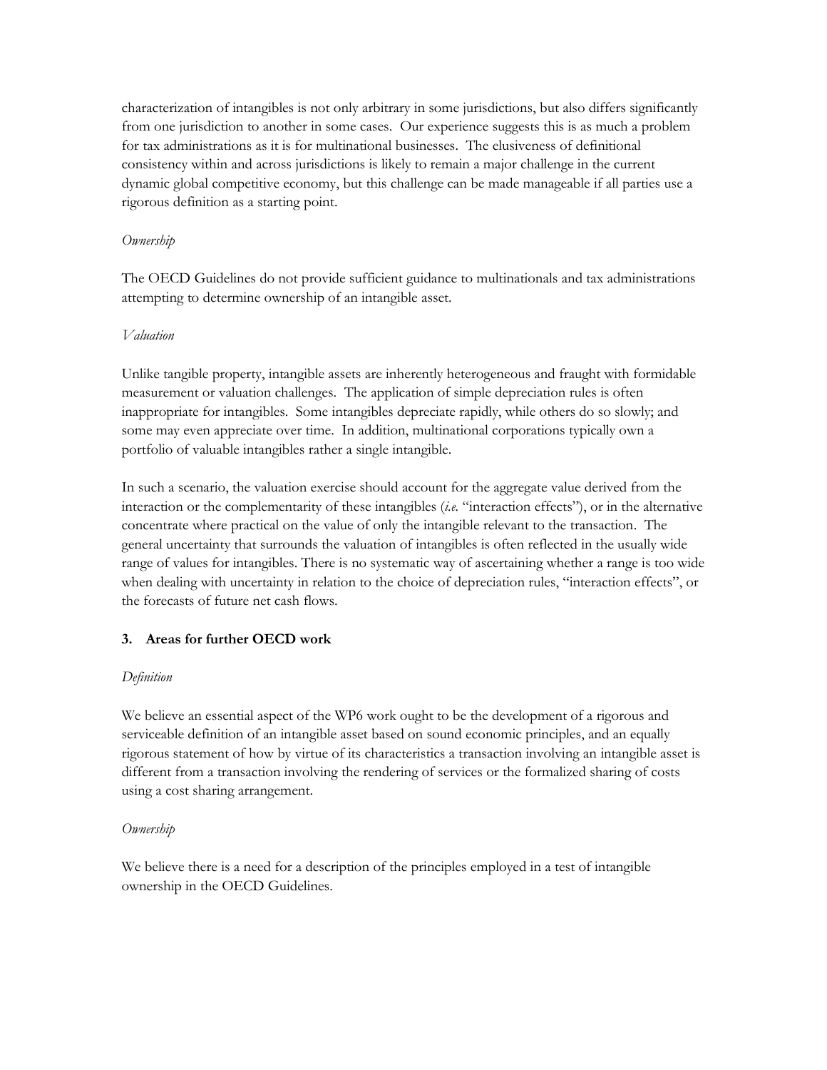characterization of intangibles is not only arbitrary in some jurisdictions, but also differs significantly from one jurisdiction to another in some cases. Our experience suggests this is as much a problem for tax administrations as it is for multinational businesses. The elusiveness of definitional consistency within and across jurisdictions is likely to remain a major challenge in the current dynamic global competitive economy, but this challenge can be made manageable if all parties use a rigorous definition as a starting point.

*Ownership*

The OECD Guidelines do not provide sufficient guidance to multinationals and tax administrations attempting to determine ownership of an intangible asset.

*Valuation*

Unlike tangible property, intangible assets are inherently heterogeneous and fraught with formidable measurement or valuation challenges. The application of simple depreciation rules is often inappropriate for intangibles. Some intangibles depreciate rapidly, while others do so slowly; and some may even appreciate over time. In addition, multinational corporations typically own a portfolio of valuable intangibles rather a single intangible.

In such a scenario, the valuation exercise should account for the aggregate value derived from the interaction or the complementarity of these intangibles (*i.e.* "interaction effects"), or in the alternative concentrate where practical on the value of only the intangible relevant to the transaction. The general uncertainty that surrounds the valuation of intangibles is often reflected in the usually wide range of values for intangibles. There is no systematic way of ascertaining whether a range is too wide when dealing with uncertainty in relation to the choice of depreciation rules, "interaction effects", or the forecasts of future net cash flows.

## 3. Areas for further OECD work

*Definition*

We believe an essential aspect of the WP6 work ought to be the development of a rigorous and serviceable definition of an intangible asset based on sound economic principles, and an equally rigorous statement of how by virtue of its characteristics a transaction involving an intangible asset is different from a transaction involving the rendering of services or the formalized sharing of costs using a cost sharing arrangement.

*Ownership*

We believe there is a need for a description of the principles employed in a test of intangible ownership in the OECD Guidelines.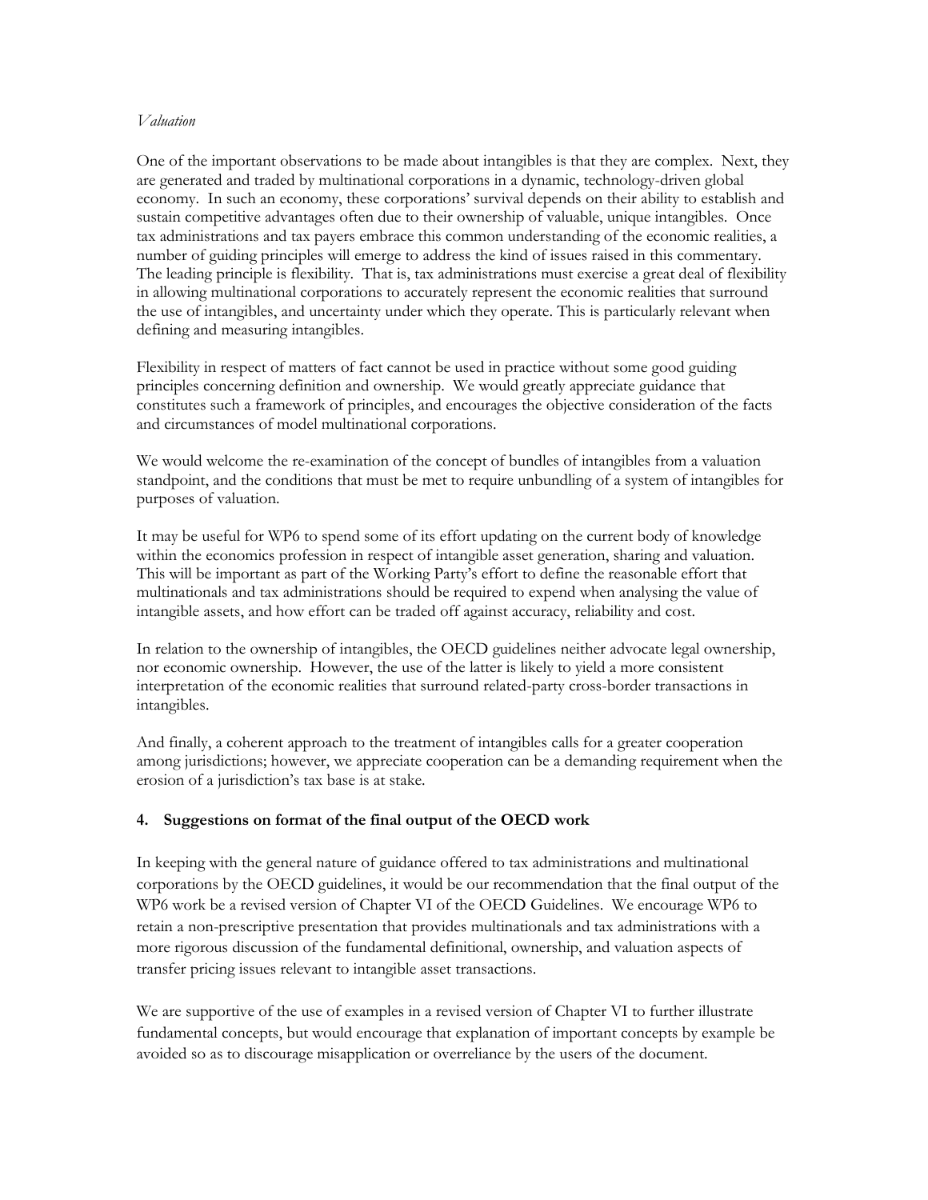*Valuation*

One of the important observations to be made about intangibles is that they are complex. Next, they are generated and traded by multinational corporations in a dynamic, technology-driven global economy. In such an economy, these corporations' survival depends on their ability to establish and sustain competitive advantages often due to their ownership of valuable, unique intangibles. Once tax administrations and tax payers embrace this common understanding of the economic realities, a number of guiding principles will emerge to address the kind of issues raised in this commentary. The leading principle is flexibility. That is, tax administrations must exercise a great deal of flexibility in allowing multinational corporations to accurately represent the economic realities that surround the use of intangibles, and uncertainty under which they operate. This is particularly relevant when defining and measuring intangibles.

Flexibility in respect of matters of fact cannot be used in practice without some good guiding principles concerning definition and ownership. We would greatly appreciate guidance that constitutes such a framework of principles, and encourages the objective consideration of the facts and circumstances of model multinational corporations.

We would welcome the re-examination of the concept of bundles of intangibles from a valuation standpoint, and the conditions that must be met to require unbundling of a system of intangibles for purposes of valuation.

It may be useful for WP6 to spend some of its effort updating on the current body of knowledge within the economics profession in respect of intangible asset generation, sharing and valuation. This will be important as part of the Working Party's effort to define the reasonable effort that multinationals and tax administrations should be required to expend when analysing the value of intangible assets, and how effort can be traded off against accuracy, reliability and cost.

In relation to the ownership of intangibles, the OECD guidelines neither advocate legal ownership, nor economic ownership. However, the use of the latter is likely to yield a more consistent interpretation of the economic realities that surround related-party cross-border transactions in intangibles.

And finally, a coherent approach to the treatment of intangibles calls for a greater cooperation among jurisdictions; however, we appreciate cooperation can be a demanding requirement when the erosion of a jurisdiction's tax base is at stake.

## 4. Suggestions on format of the final output of the OECD work

In keeping with the general nature of guidance offered to tax administrations and multinational corporations by the OECD guidelines, it would be our recommendation that the final output of the WP6 work be a revised version of Chapter VI of the OECD Guidelines. We encourage WP6 to retain a non-prescriptive presentation that provides multinationals and tax administrations with a more rigorous discussion of the fundamental definitional, ownership, and valuation aspects of transfer pricing issues relevant to intangible asset transactions.

We are supportive of the use of examples in a revised version of Chapter VI to further illustrate fundamental concepts, but would encourage that explanation of important concepts by example be avoided so as to discourage misapplication or overreliance by the users of the document.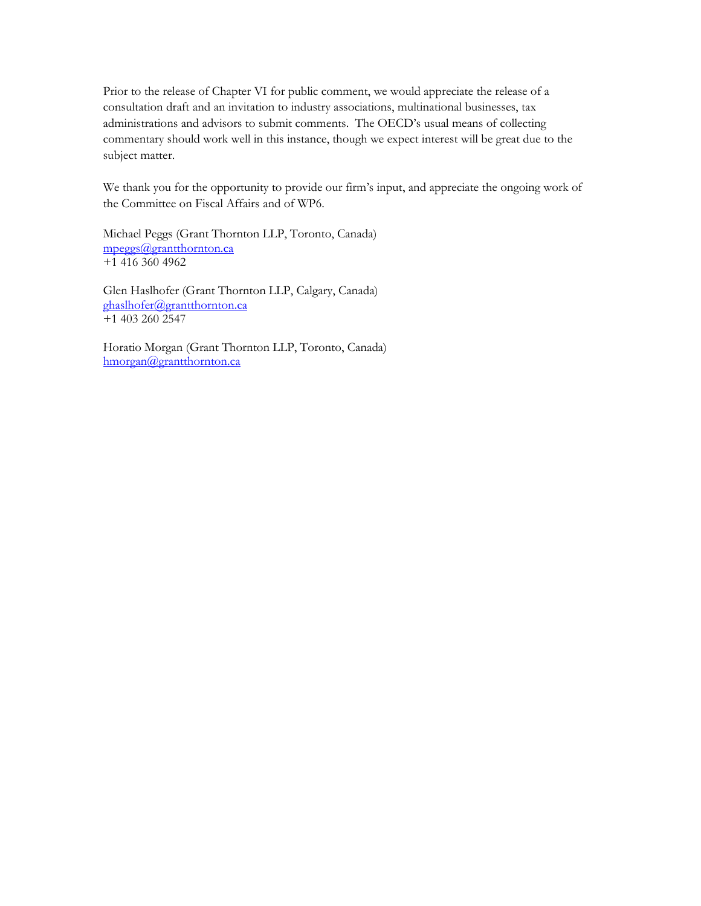Prior to the release of Chapter VI for public comment, we would appreciate the release of a consultation draft and an invitation to industry associations, multinational businesses, tax administrations and advisors to submit comments. The OECD's usual means of collecting commentary should work well in this instance, though we expect interest will be great due to the subject matter.

We thank you for the opportunity to provide our firm's input, and appreciate the ongoing work of the Committee on Fiscal Affairs and of WP6.

Michael Peggs (Grant Thornton LLP, Toronto, Canada)
mpeggs@grantthornton.ca
+1 416 360 4962

Glen Haslhofer (Grant Thornton LLP, Calgary, Canada)
ghaslhofer@grantthornton.ca
+1 403 260 2547

Horatio Morgan (Grant Thornton LLP, Toronto, Canada)
hmorgan@grantthornton.ca